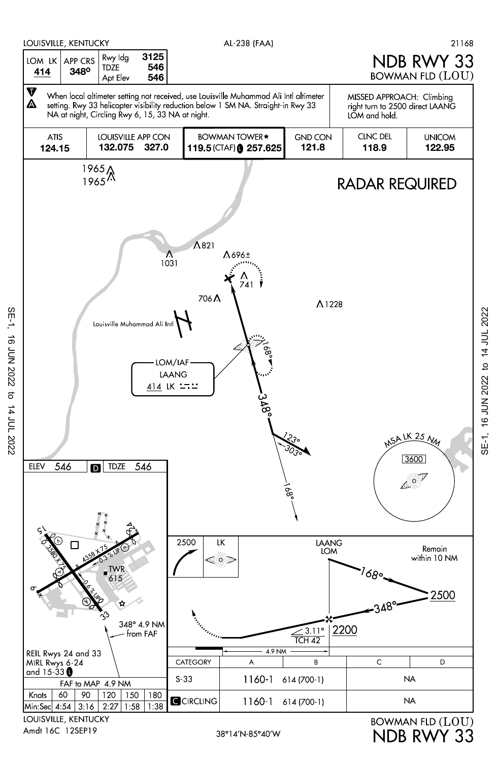LOUISVILLE, KENTUCKY — AL-238 (FAA) — 21168

# NDB RWY 33
## BOWMAN FLD (LOU)

| LOM LK | APP CRS | Rwy ldg | 3125 |
|---|---|---|---|
| 414 | 348° | TDZE | 546 |
| | | Apt Elev | 546 |

When local altimeter setting not received, use Louisville Muhammad Ali Intl altimeter setting. Rwy 33 helicopter visibility reduction below 1 SM NA. Straight-in Rwy 33 NA at night, Circling Rwy 6, 15, 33 NA at night.

MISSED APPROACH: Climbing right turn to 2500 direct LAANG LOM and hold.

| ATIS | LOUISVILLE APP CON | BOWMAN TOWER★ | GND CON | CLNC DEL | UNICOM |
|---|---|---|---|---|---|
| 124.15 | 132.075 327.0 | 119.5 (CTAF) Ⓛ 257.625 | 121.8 | 118.9 | 122.95 |

RADAR REQUIRED

LOM/IAF LAANG 414 LK

MSA LK 25 NM 3600

ELEV 546 — TDZE 546

348° 4.9 NM from FAF

REIL Rwys 24 and 33
MIRL Rwys 6-24 and 15-33 Ⓛ

Profile: LAANG LOM; 2500; Remain within 10 NM; 168°; 348°; 2200; 3.11° TCH 42; 4.9 NM

| CATEGORY | A | B | C | D |
|---|---|---|---|---|
| S-33 | 1160-1 614 (700-1) | | NA | |
| CIRCLING | 1160-1 614 (700-1) | | NA | |

FAF to MAP 4.9 NM

| Knots | 60 | 90 | 120 | 150 | 180 |
|---|---|---|---|---|---|
| Min:Sec | 4:54 | 3:16 | 2:27 | 1:58 | 1:38 |

LOUISVILLE, KENTUCKY
Amdt 16C 12SEP19

38°14'N-85°40'W

BOWMAN FLD (LOU)
NDB RWY 33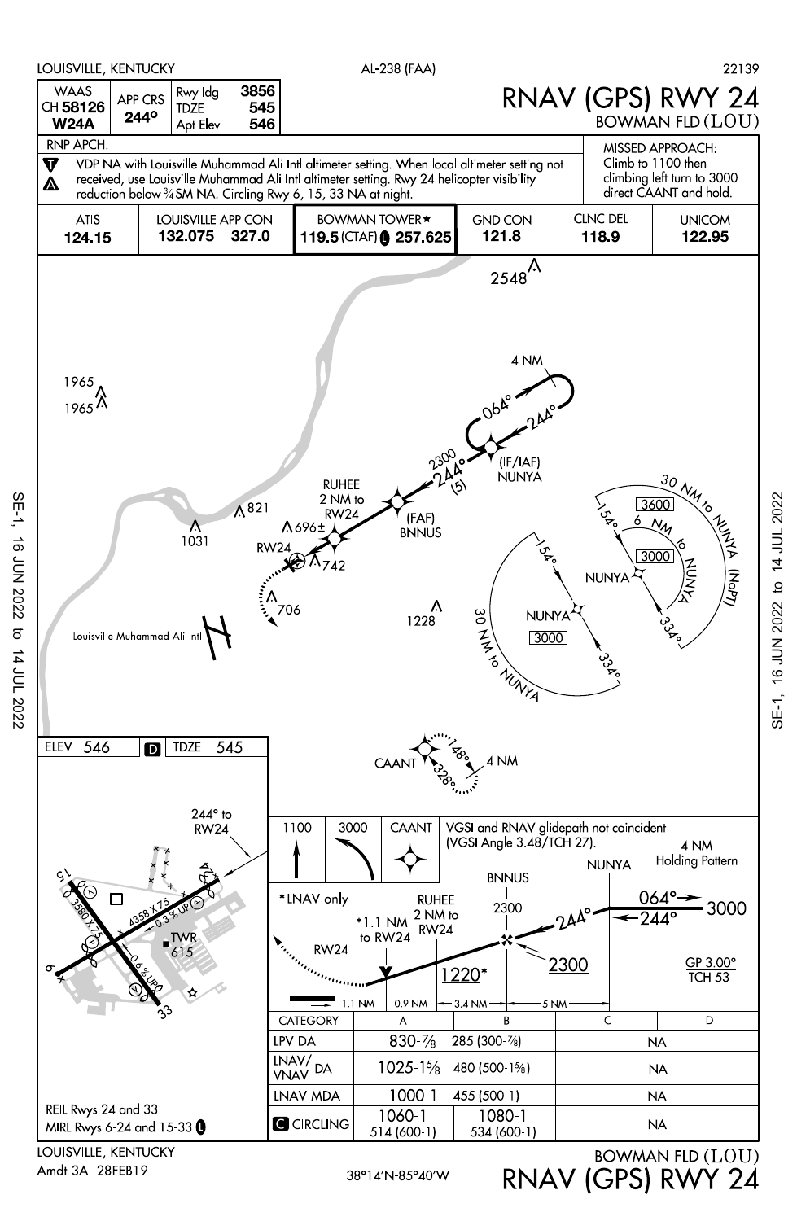LOUISVILLE, KENTUCKY — AL-238 (FAA) — 22139

# RNAV (GPS) RWY 24
## BOWMAN FLD (LOU)

| WAAS CH 58126 W24A | APP CRS 244° | Rwy ldg 3856 / TDZE 545 / Apt Elev 546 |
|---|---|---|

RNP APCH.

VDP NA with Louisville Muhammad Ali Intl altimeter setting. When local altimeter setting not received, use Louisville Muhammad Ali Intl altimeter setting. Rwy 24 helicopter visibility reduction below ¾ SM NA. Circling Rwy 6, 15, 33 NA at night.

**MISSED APPROACH:** Climb to 1100 then climbing left turn to 3000 direct CAANT and hold.

| ATIS | LOUISVILLE APP CON | BOWMAN TOWER★ | GND CON | CLNC DEL | UNICOM |
|---|---|---|---|---|---|
| 124.15 | 132.075 327.0 | 119.5 (CTAF) Ⓛ 257.625 | 121.8 | 118.9 | 122.95 |

(IF/IAF) NUNYA — 2300 244° (5) — 4 NM holding 064°/244°

(FAF) BNNUS — RUHEE 2 NM to RW24 — RW24

30 NM to NUNYA — 154° / 334° — 3000

30 NM to NUNYA (NoPT) — 6 NM to NUNYA — 3600 / 3000 — 154° / 334°

CAANT — 148° / 328° — 4 NM

Obstacles: 2548, 1965, 1965, 1031, 821, 696±, 742, 706, 1228

Louisville Muhammad Ali Intl

ELEV 546 — TDZE 545

244° to RW24 — 4358 X 75 — 0.3% UP — 3580 X 75 — 0.6% UP — TWR 615

REIL Rwys 24 and 33
MIRL Rwys 6-24 and 15-33 Ⓛ

1100 — 3000 — CAANT

VGSI and RNAV glidepath not coincident (VGSI Angle 3.48/TCH 27).

4 NM Holding Pattern — NUNYA 064° 244° 3000

BNNUS 2300 — RUHEE 2 NM to RW24 — *1.1 NM to RW24 — RW24 — 1220* — 2300 — GP 3.00° TCH 53

*LNAV only

1.1 NM — 0.9 NM — 3.4 NM — 5 NM

| CATEGORY | A | B | C | D |
|---|---|---|---|---|
| LPV DA | 830-⅞ | 285 (300-⅞) | NA | |
| LNAV/VNAV DA | 1025-1⅝ | 480 (500-1⅝) | NA | |
| LNAV MDA | 1000-1 | 455 (500-1) | NA | |
| CIRCLING | 1060-1 514 (600-1) | 1080-1 534 (600-1) | NA | |

LOUISVILLE, KENTUCKY
Amdt 3A 28FEB19

38°14'N-85°40'W

BOWMAN FLD (LOU)
RNAV (GPS) RWY 24

SE-1, 16 JUN 2022 to 14 JUL 2022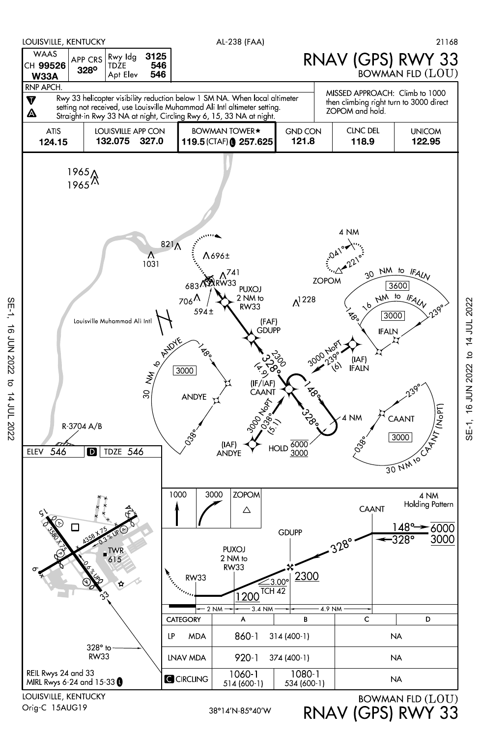LOUISVILLE, KENTUCKY

AL-238 (FAA)

21168

# RNAV (GPS) RWY 33

BOWMAN FLD (LOU)

| WAAS | APP CRS | Rwy ldg | 3125 |
| --- | --- | --- | --- |
| CH 99526 | 328° | TDZE | 546 |
| W33A | | Apt Elev | 546 |

RNP APCH.

Rwy 33 helicopter visibility reduction below 1 SM NA. When local altimeter setting not received, use Louisville Muhammad Ali Intl altimeter setting. Straight-in Rwy 33 NA at night, Circling Rwy 6, 15, 33 NA at night.

MISSED APPROACH: Climb to 1000 then climbing right turn to 3000 direct ZOPOM and hold.

| ATIS | LOUISVILLE APP CON | BOWMAN TOWER★ | GND CON | CLNC DEL | UNICOM |
| --- | --- | --- | --- | --- | --- |
| 124.15 | 132.075 327.0 | 119.5 (CTAF) L 257.625 | 121.8 | 118.9 | 122.95 |

1965
1965
821
1031
696±
741
683
RW33
706
594±
PUXOJ
2 NM to
RW33
1228
Louisville Muhammad Ali Intl
(FAF)
GDUPP
2300
328°
(4.9)
(IF/IAF)
CAANT
148°
328°
4 NM
HOLD 6000 3000
3000 NoPT
038°
(5.1)
(IAF)
ANDYE
30 NM to ANDYE
3000
148°
ANDYE
038°
R-3704 A/B
4 NM
041°
221°
ZOPOM
30 NM to IFALN
3600
16 NM to IFALN
3000
148°
239°
IFALN
3000 NoPT
239°
(6)
(IAF)
IFALN
239°
CAANT
3000
038°
30 NM to CAANT (NoPT)

ELEV 546
D
TDZE 546

15
3580 X 75
4358 X 75
0.3% UP
24
TWR
615
0.6% UP
6
33
328° to
RW33

REIL Rwys 24 and 33
MIRL Rwys 6-24 and 15-33 L

1000
3000
ZOPOM
4 NM
Holding Pattern
CAANT
148° 6000
328° 3000
GDUPP
328°
PUXOJ
2 NM to
RW33
2300
3.00°
TCH 42
RW33
1200
2 NM
3.4 NM
4.9 NM

| CATEGORY | A | B | C | D |
| --- | --- | --- | --- | --- |
| LP MDA | 860-1 314 (400-1) | | NA | |
| LNAV MDA | 920-1 374 (400-1) | | NA | |
| C CIRCLING | 1060-1 514 (600-1) | 1080-1 534 (600-1) | NA | |

SE-1, 16 JUN 2022 to 14 JUL 2022

LOUISVILLE, KENTUCKY
Orig-C 15AUG19

38°14'N-85°40'W

BOWMAN FLD (LOU)
RNAV (GPS) RWY 33